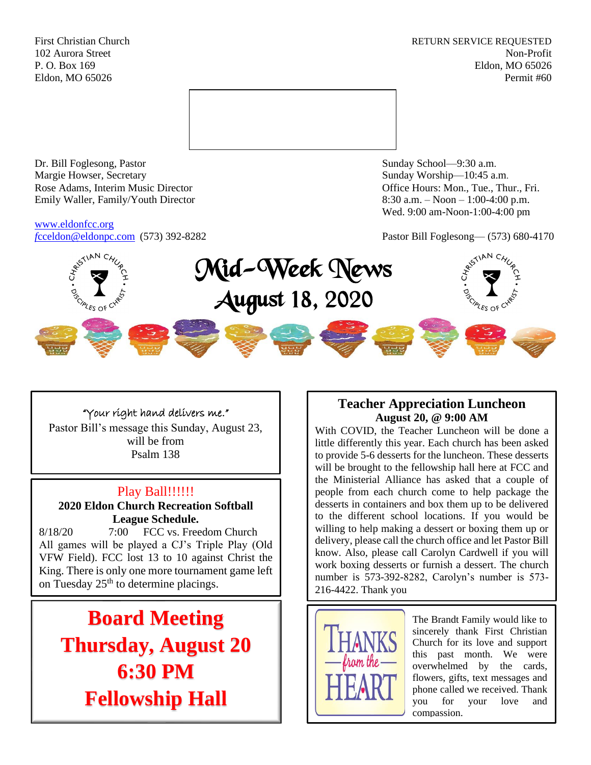First Christian Church
102 Aurora Street
P. O. Box 169
Eldon, MO 65026

RETURN SERVICE REQUESTED
Non-Profit
Eldon, MO 65026
Permit #60

Dr. Bill Foglesong, Pastor
Margie Howser, Secretary
Rose Adams, Interim Music Director
Emily Waller, Family/Youth Director

www.eldonfcc.org
fcceldon@eldonpc.com (573) 392-8282

Sunday School—9:30 a.m.
Sunday Worship—10:45 a.m.
Office Hours: Mon., Tue., Thur., Fri.
8:30 a.m. – Noon – 1:00-4:00 p.m.
Wed. 9:00 am-Noon-1:00-4:00 pm

Pastor Bill Foglesong— (573) 680-4170

# Mid-Week News
## August 18, 2020

"Your right hand delivers me."
Pastor Bill's message this Sunday, August 23, will be from Psalm 138

### Play Ball!!!!!!

**2020 Eldon Church Recreation Softball League Schedule.**

8/18/20 7:00 FCC vs. Freedom Church

All games will be played a CJ's Triple Play (Old VFW Field). FCC lost 13 to 10 against Christ the King. There is only one more tournament game left on Tuesday 25th to determine placings.

## Board Meeting
## Thursday, August 20
## 6:30 PM
## Fellowship Hall

### Teacher Appreciation Luncheon
**August 20, @ 9:00 AM**

With COVID, the Teacher Luncheon will be done a little differently this year. Each church has been asked to provide 5-6 desserts for the luncheon. These desserts will be brought to the fellowship hall here at FCC and the Ministerial Alliance has asked that a couple of people from each church come to help package the desserts in containers and box them up to be delivered to the different school locations. If you would be willing to help making a dessert or boxing them up or delivery, please call the church office and let Pastor Bill know. Also, please call Carolyn Cardwell if you will work boxing desserts or furnish a dessert. The church number is 573-392-8282, Carolyn's number is 573-216-4422. Thank you

THANKS from the HEART

The Brandt Family would like to sincerely thank First Christian Church for its love and support this past month. We were overwhelmed by the cards, flowers, gifts, text messages and phone called we received. Thank you for your love and compassion.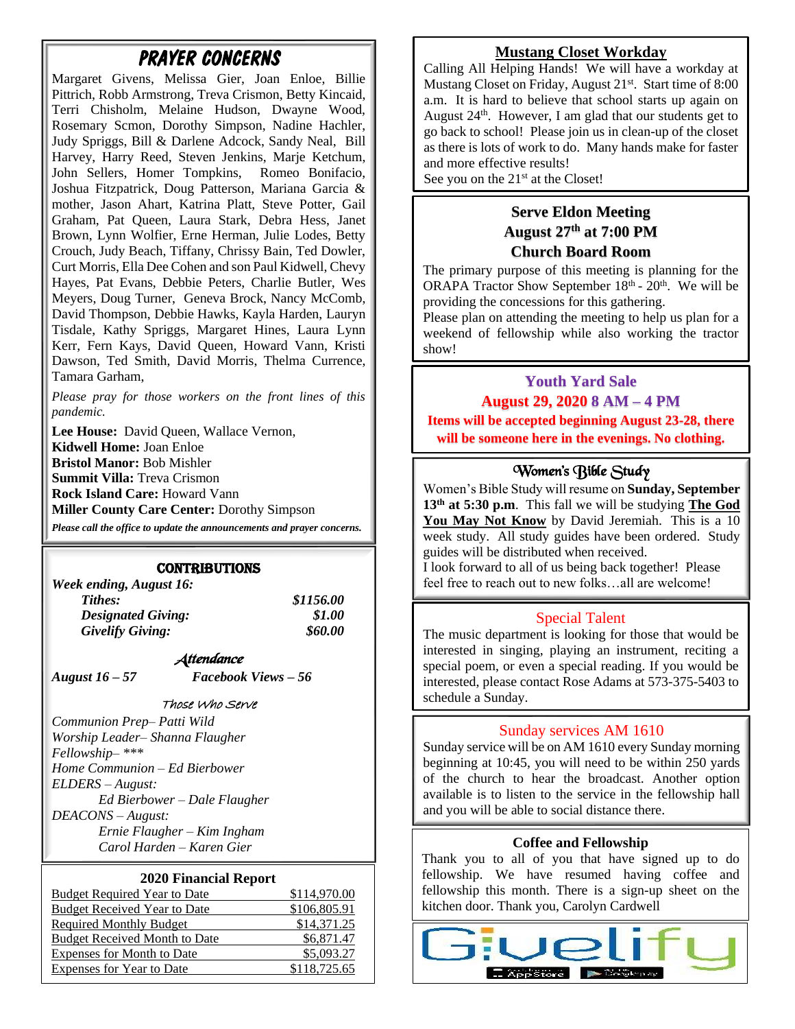## PRAYER CONCERNS

Margaret Givens, Melissa Gier, Joan Enloe, Billie Pittrich, Robb Armstrong, Treva Crismon, Betty Kincaid, Terri Chisholm, Melaine Hudson, Dwayne Wood, Rosemary Scmon, Dorothy Simpson, Nadine Hachler, Judy Spriggs, Bill & Darlene Adcock, Sandy Neal, Bill Harvey, Harry Reed, Steven Jenkins, Marje Ketchum, John Sellers, Homer Tompkins, Romeo Bonifacio, Joshua Fitzpatrick, Doug Patterson, Mariana Garcia & mother, Jason Ahart, Katrina Platt, Steve Potter, Gail Graham, Pat Queen, Laura Stark, Debra Hess, Janet Brown, Lynn Wolfier, Erne Herman, Julie Lodes, Betty Crouch, Judy Beach, Tiffany, Chrissy Bain, Ted Dowler, Curt Morris, Ella Dee Cohen and son Paul Kidwell, Chevy Hayes, Pat Evans, Debbie Peters, Charlie Butler, Wes Meyers, Doug Turner, Geneva Brock, Nancy McComb, David Thompson, Debbie Hawks, Kayla Harden, Lauryn Tisdale, Kathy Spriggs, Margaret Hines, Laura Lynn Kerr, Fern Kays, David Queen, Howard Vann, Kristi Dawson, Ted Smith, David Morris, Thelma Currence, Tamara Garham,

*Please pray for those workers on the front lines of this pandemic.*

**Lee House:** David Queen, Wallace Vernon,
**Kidwell Home:** Joan Enloe
**Bristol Manor:** Bob Mishler
**Summit Villa:** Treva Crismon
**Rock Island Care:** Howard Vann
**Miller County Care Center:** Dorothy Simpson

***Please call the office to update the announcements and prayer concerns.***

### CONTRIBUTIONS

***Week ending, August 16:***

| | |
|---|---|
| ***Tithes:*** | ***$1156.00*** |
| ***Designated Giving:*** | ***$1.00*** |
| ***Givelify Giving:*** | ***$60.00*** |

### *Attendance*

***August 16 – 57*** ***Facebook Views – 56***

#### *Those Who Serve*

*Communion Prep– Patti Wild*
*Worship Leader– Shanna Flaugher*
*Fellowship– \*\*\**
*Home Communion – Ed Bierbower*
*ELDERS – August:*
*Ed Bierbower – Dale Flaugher*
*DEACONS – August:*
*Ernie Flaugher – Kim Ingham*
*Carol Harden – Karen Gier*

### 2020 Financial Report

| | |
|---|---|
| Budget Required Year to Date | $114,970.00 |
| Budget Received Year to Date | $106,805.91 |
| Required Monthly Budget | $14,371.25 |
| Budget Received Month to Date | $6,871.47 |
| Expenses for Month to Date | $5,093.27 |
| Expenses for Year to Date | $118,725.65 |

### Mustang Closet Workday

Calling All Helping Hands! We will have a workday at Mustang Closet on Friday, August 21st. Start time of 8:00 a.m. It is hard to believe that school starts up again on August 24th. However, I am glad that our students get to go back to school! Please join us in clean-up of the closet as there is lots of work to do. Many hands make for faster and more effective results!
See you on the 21st at the Closet!

### Serve Eldon Meeting
### August 27th at 7:00 PM
### Church Board Room

The primary purpose of this meeting is planning for the ORAPA Tractor Show September 18th - 20th. We will be providing the concessions for this gathering.
Please plan on attending the meeting to help us plan for a weekend of fellowship while also working the tractor show!

### Youth Yard Sale

**August 29, 2020 8 AM – 4 PM**

**Items will be accepted beginning August 23-28, there will be someone here in the evenings. No clothing.**

### Women's Bible Study

Women's Bible Study will resume on **Sunday, September 13th at 5:30 p.m**. This fall we will be studying **The God You May Not Know** by David Jeremiah. This is a 10 week study. All study guides have been ordered. Study guides will be distributed when received.
I look forward to all of us being back together! Please feel free to reach out to new folks…all are welcome!

### Special Talent

The music department is looking for those that would be interested in singing, playing an instrument, reciting a special poem, or even a special reading. If you would be interested, please contact Rose Adams at 573-375-5403 to schedule a Sunday.

### Sunday services AM 1610

Sunday service will be on AM 1610 every Sunday morning beginning at 10:45, you will need to be within 250 yards of the church to hear the broadcast. Another option available is to listen to the service in the fellowship hall and you will be able to social distance there.

### Coffee and Fellowship

Thank you to all of you that have signed up to do fellowship. We have resumed having coffee and fellowship this month. There is a sign-up sheet on the kitchen door. Thank you, Carolyn Cardwell

Givelify